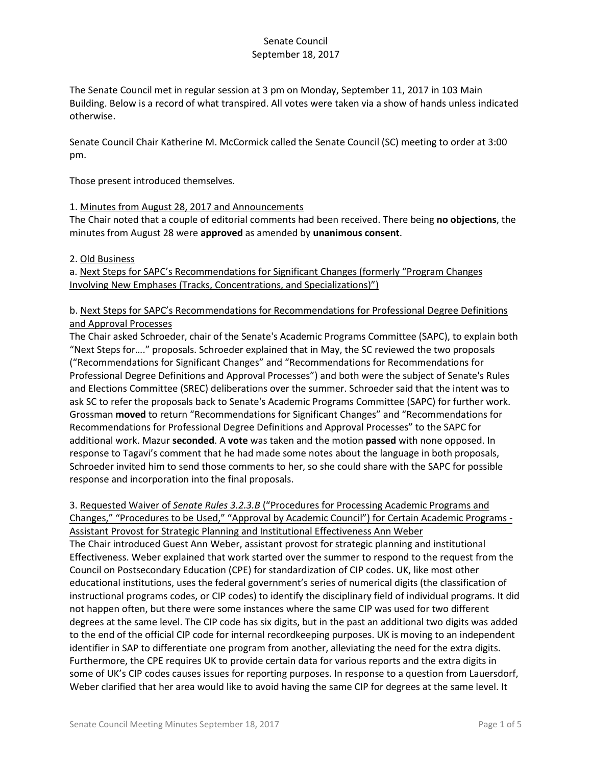Senate Council
September 18, 2017

The Senate Council met in regular session at 3 pm on Monday, September 11, 2017 in 103 Main Building. Below is a record of what transpired. All votes were taken via a show of hands unless indicated otherwise.

Senate Council Chair Katherine M. McCormick called the Senate Council (SC) meeting to order at 3:00 pm.

Those present introduced themselves.

1. Minutes from August 28, 2017 and Announcements
The Chair noted that a couple of editorial comments had been received. There being **no objections**, the minutes from August 28 were **approved** as amended by **unanimous consent**.

2. Old Business
a. Next Steps for SAPC's Recommendations for Significant Changes (formerly "Program Changes Involving New Emphases (Tracks, Concentrations, and Specializations)")

b. Next Steps for SAPC's Recommendations for Recommendations for Professional Degree Definitions and Approval Processes
The Chair asked Schroeder, chair of the Senate's Academic Programs Committee (SAPC), to explain both "Next Steps for…." proposals. Schroeder explained that in May, the SC reviewed the two proposals ("Recommendations for Significant Changes" and "Recommendations for Recommendations for Professional Degree Definitions and Approval Processes") and both were the subject of Senate's Rules and Elections Committee (SREC) deliberations over the summer. Schroeder said that the intent was to ask SC to refer the proposals back to Senate's Academic Programs Committee (SAPC) for further work. Grossman **moved** to return "Recommendations for Significant Changes" and "Recommendations for Recommendations for Professional Degree Definitions and Approval Processes" to the SAPC for additional work. Mazur **seconded**. A **vote** was taken and the motion **passed** with none opposed. In response to Tagavi's comment that he had made some notes about the language in both proposals, Schroeder invited him to send those comments to her, so she could share with the SAPC for possible response and incorporation into the final proposals.

3. Requested Waiver of *Senate Rules 3.2.3.B* ("Procedures for Processing Academic Programs and Changes," "Procedures to be Used," "Approval by Academic Council") for Certain Academic Programs - Assistant Provost for Strategic Planning and Institutional Effectiveness Ann Weber
The Chair introduced Guest Ann Weber, assistant provost for strategic planning and institutional Effectiveness. Weber explained that work started over the summer to respond to the request from the Council on Postsecondary Education (CPE) for standardization of CIP codes. UK, like most other educational institutions, uses the federal government's series of numerical digits (the classification of instructional programs codes, or CIP codes) to identify the disciplinary field of individual programs. It did not happen often, but there were some instances where the same CIP was used for two different degrees at the same level. The CIP code has six digits, but in the past an additional two digits was added to the end of the official CIP code for internal recordkeeping purposes. UK is moving to an independent identifier in SAP to differentiate one program from another, alleviating the need for the extra digits. Furthermore, the CPE requires UK to provide certain data for various reports and the extra digits in some of UK's CIP codes causes issues for reporting purposes. In response to a question from Lauersdorf, Weber clarified that her area would like to avoid having the same CIP for degrees at the same level. It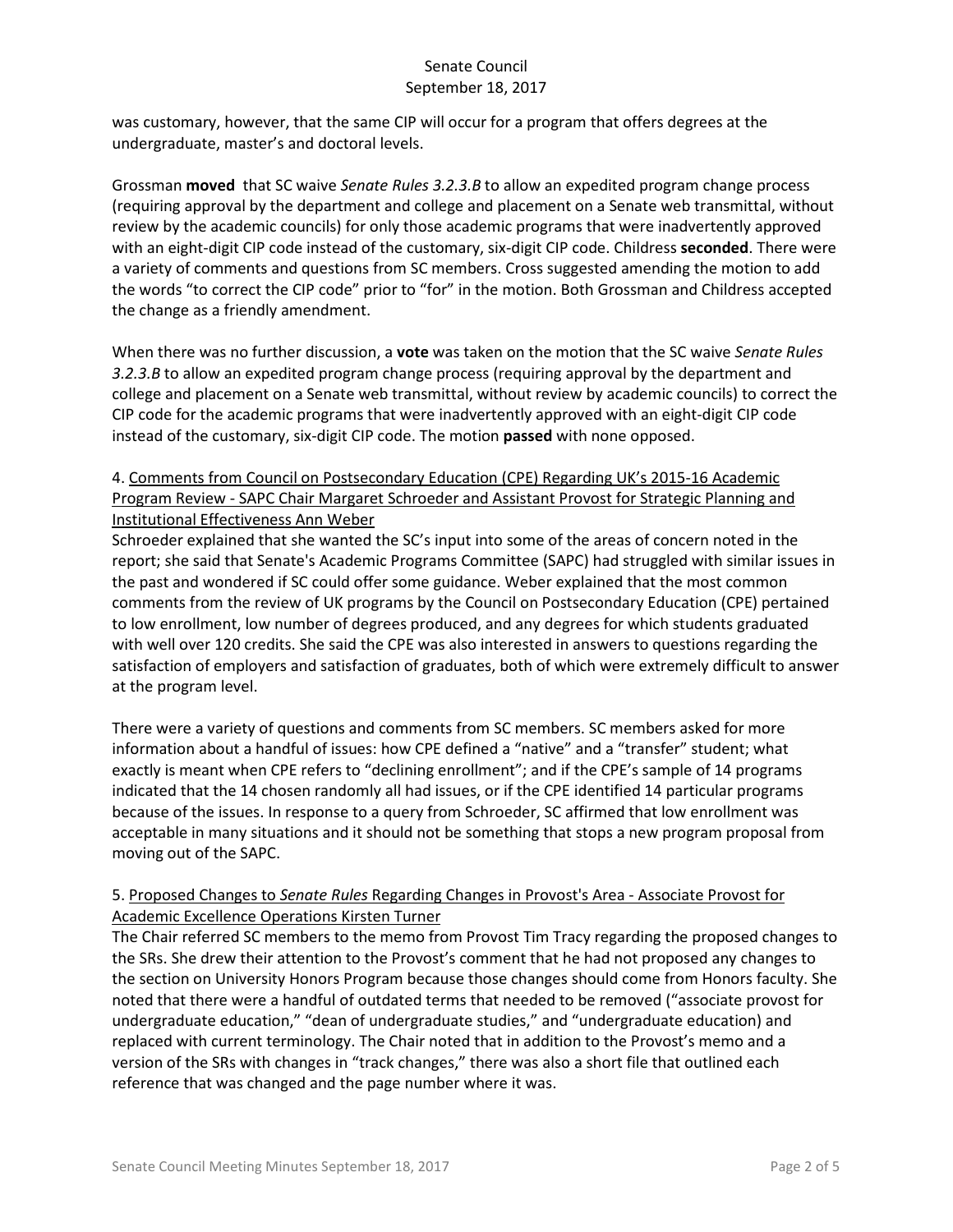was customary, however, that the same CIP will occur for a program that offers degrees at the undergraduate, master's and doctoral levels.

Grossman **moved** that SC waive *Senate Rules 3.2.3.B* to allow an expedited program change process (requiring approval by the department and college and placement on a Senate web transmittal, without review by the academic councils) for only those academic programs that were inadvertently approved with an eight-digit CIP code instead of the customary, six-digit CIP code. Childress **seconded**. There were a variety of comments and questions from SC members. Cross suggested amending the motion to add the words "to correct the CIP code" prior to "for" in the motion. Both Grossman and Childress accepted the change as a friendly amendment.

When there was no further discussion, a **vote** was taken on the motion that the SC waive *Senate Rules 3.2.3.B* to allow an expedited program change process (requiring approval by the department and college and placement on a Senate web transmittal, without review by academic councils) to correct the CIP code for the academic programs that were inadvertently approved with an eight-digit CIP code instead of the customary, six-digit CIP code. The motion **passed** with none opposed.

4. Comments from Council on Postsecondary Education (CPE) Regarding UK's 2015-16 Academic Program Review - SAPC Chair Margaret Schroeder and Assistant Provost for Strategic Planning and Institutional Effectiveness Ann Weber

Schroeder explained that she wanted the SC's input into some of the areas of concern noted in the report; she said that Senate's Academic Programs Committee (SAPC) had struggled with similar issues in the past and wondered if SC could offer some guidance. Weber explained that the most common comments from the review of UK programs by the Council on Postsecondary Education (CPE) pertained to low enrollment, low number of degrees produced, and any degrees for which students graduated with well over 120 credits. She said the CPE was also interested in answers to questions regarding the satisfaction of employers and satisfaction of graduates, both of which were extremely difficult to answer at the program level.

There were a variety of questions and comments from SC members. SC members asked for more information about a handful of issues: how CPE defined a "native" and a "transfer" student; what exactly is meant when CPE refers to "declining enrollment"; and if the CPE's sample of 14 programs indicated that the 14 chosen randomly all had issues, or if the CPE identified 14 particular programs because of the issues. In response to a query from Schroeder, SC affirmed that low enrollment was acceptable in many situations and it should not be something that stops a new program proposal from moving out of the SAPC.

5. Proposed Changes to *Senate Rules* Regarding Changes in Provost's Area - Associate Provost for Academic Excellence Operations Kirsten Turner

The Chair referred SC members to the memo from Provost Tim Tracy regarding the proposed changes to the SRs. She drew their attention to the Provost's comment that he had not proposed any changes to the section on University Honors Program because those changes should come from Honors faculty. She noted that there were a handful of outdated terms that needed to be removed ("associate provost for undergraduate education," "dean of undergraduate studies," and "undergraduate education) and replaced with current terminology. The Chair noted that in addition to the Provost's memo and a version of the SRs with changes in "track changes," there was also a short file that outlined each reference that was changed and the page number where it was.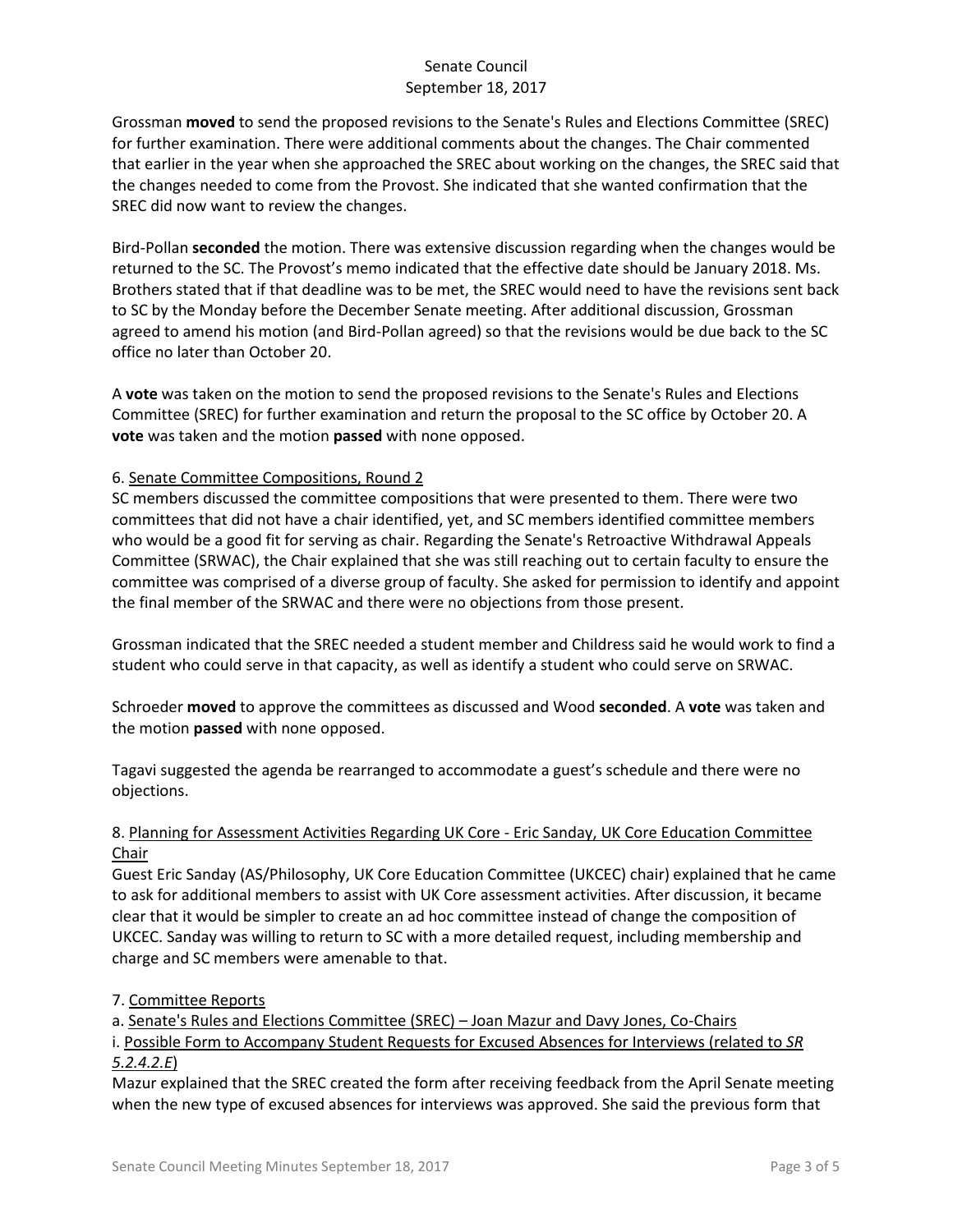Grossman **moved** to send the proposed revisions to the Senate's Rules and Elections Committee (SREC) for further examination. There were additional comments about the changes. The Chair commented that earlier in the year when she approached the SREC about working on the changes, the SREC said that the changes needed to come from the Provost. She indicated that she wanted confirmation that the SREC did now want to review the changes.

Bird-Pollan **seconded** the motion. There was extensive discussion regarding when the changes would be returned to the SC. The Provost's memo indicated that the effective date should be January 2018. Ms. Brothers stated that if that deadline was to be met, the SREC would need to have the revisions sent back to SC by the Monday before the December Senate meeting. After additional discussion, Grossman agreed to amend his motion (and Bird-Pollan agreed) so that the revisions would be due back to the SC office no later than October 20.

A **vote** was taken on the motion to send the proposed revisions to the Senate's Rules and Elections Committee (SREC) for further examination and return the proposal to the SC office by October 20. A **vote** was taken and the motion **passed** with none opposed.

6. <u>Senate Committee Compositions, Round 2</u>

SC members discussed the committee compositions that were presented to them. There were two committees that did not have a chair identified, yet, and SC members identified committee members who would be a good fit for serving as chair. Regarding the Senate's Retroactive Withdrawal Appeals Committee (SRWAC), the Chair explained that she was still reaching out to certain faculty to ensure the committee was comprised of a diverse group of faculty. She asked for permission to identify and appoint the final member of the SRWAC and there were no objections from those present.

Grossman indicated that the SREC needed a student member and Childress said he would work to find a student who could serve in that capacity, as well as identify a student who could serve on SRWAC.

Schroeder **moved** to approve the committees as discussed and Wood **seconded**. A **vote** was taken and the motion **passed** with none opposed.

Tagavi suggested the agenda be rearranged to accommodate a guest's schedule and there were no objections.

8. <u>Planning for Assessment Activities Regarding UK Core - Eric Sanday, UK Core Education Committee Chair</u>

Guest Eric Sanday (AS/Philosophy, UK Core Education Committee (UKCEC) chair) explained that he came to ask for additional members to assist with UK Core assessment activities. After discussion, it became clear that it would be simpler to create an ad hoc committee instead of change the composition of UKCEC. Sanday was willing to return to SC with a more detailed request, including membership and charge and SC members were amenable to that.

7. <u>Committee Reports</u>

a. <u>Senate's Rules and Elections Committee (SREC) – Joan Mazur and Davy Jones, Co-Chairs</u>

i. <u>Possible Form to Accompany Student Requests for Excused Absences for Interviews (related to *SR 5.2.4.2.E*)</u>

Mazur explained that the SREC created the form after receiving feedback from the April Senate meeting when the new type of excused absences for interviews was approved. She said the previous form that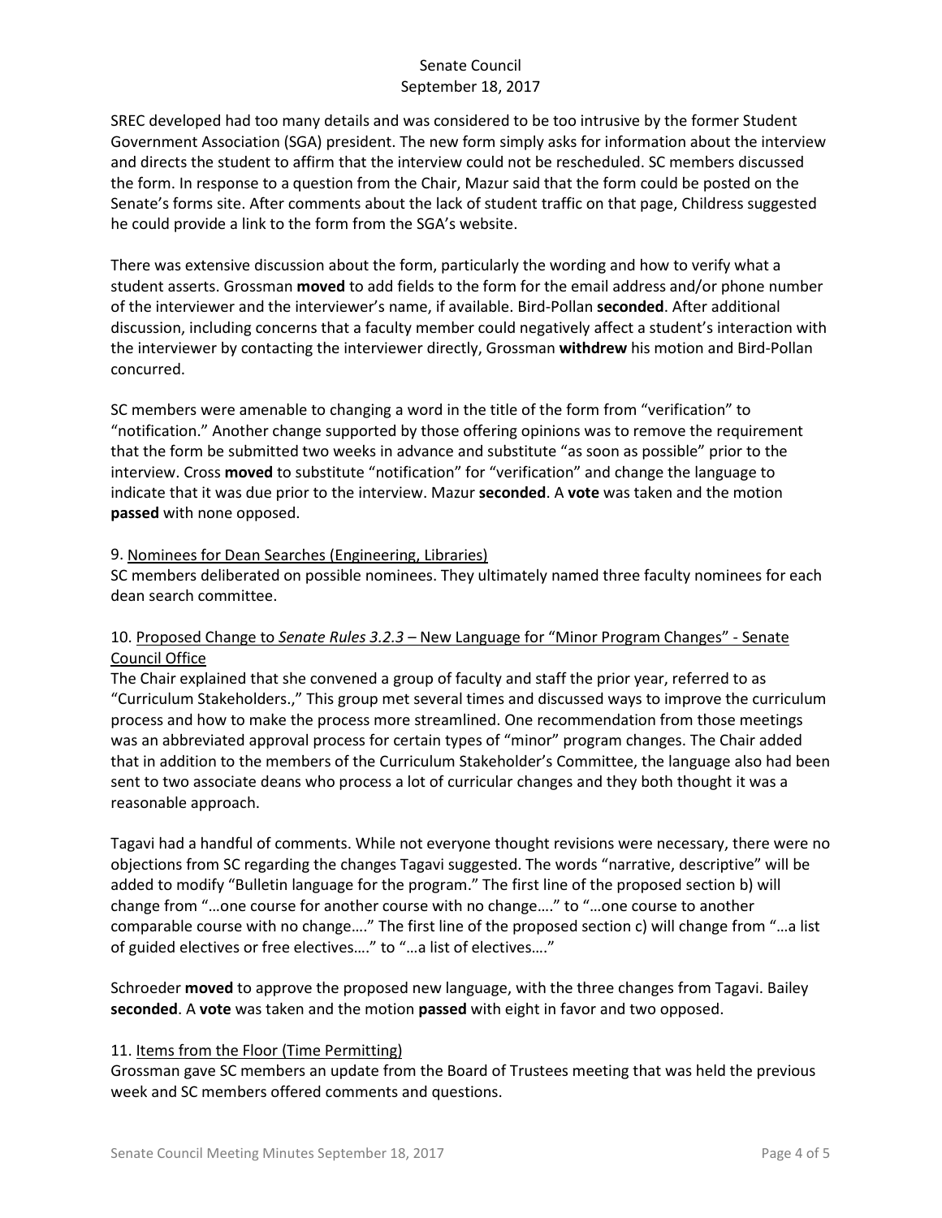SREC developed had too many details and was considered to be too intrusive by the former Student Government Association (SGA) president. The new form simply asks for information about the interview and directs the student to affirm that the interview could not be rescheduled. SC members discussed the form. In response to a question from the Chair, Mazur said that the form could be posted on the Senate's forms site. After comments about the lack of student traffic on that page, Childress suggested he could provide a link to the form from the SGA's website.

There was extensive discussion about the form, particularly the wording and how to verify what a student asserts. Grossman **moved** to add fields to the form for the email address and/or phone number of the interviewer and the interviewer's name, if available. Bird-Pollan **seconded**. After additional discussion, including concerns that a faculty member could negatively affect a student's interaction with the interviewer by contacting the interviewer directly, Grossman **withdrew** his motion and Bird-Pollan concurred.

SC members were amenable to changing a word in the title of the form from "verification" to "notification." Another change supported by those offering opinions was to remove the requirement that the form be submitted two weeks in advance and substitute "as soon as possible" prior to the interview. Cross **moved** to substitute "notification" for "verification" and change the language to indicate that it was due prior to the interview. Mazur **seconded**. A **vote** was taken and the motion **passed** with none opposed.

9. Nominees for Dean Searches (Engineering, Libraries)

SC members deliberated on possible nominees. They ultimately named three faculty nominees for each dean search committee.

10. Proposed Change to *Senate Rules 3.2.3* – New Language for "Minor Program Changes" - Senate Council Office

The Chair explained that she convened a group of faculty and staff the prior year, referred to as "Curriculum Stakeholders.," This group met several times and discussed ways to improve the curriculum process and how to make the process more streamlined. One recommendation from those meetings was an abbreviated approval process for certain types of "minor" program changes. The Chair added that in addition to the members of the Curriculum Stakeholder's Committee, the language also had been sent to two associate deans who process a lot of curricular changes and they both thought it was a reasonable approach.

Tagavi had a handful of comments. While not everyone thought revisions were necessary, there were no objections from SC regarding the changes Tagavi suggested. The words "narrative, descriptive" will be added to modify "Bulletin language for the program." The first line of the proposed section b) will change from "…one course for another course with no change…." to "…one course to another comparable course with no change…." The first line of the proposed section c) will change from "…a list of guided electives or free electives…." to "…a list of electives…."

Schroeder **moved** to approve the proposed new language, with the three changes from Tagavi. Bailey **seconded**. A **vote** was taken and the motion **passed** with eight in favor and two opposed.

11. Items from the Floor (Time Permitting)

Grossman gave SC members an update from the Board of Trustees meeting that was held the previous week and SC members offered comments and questions.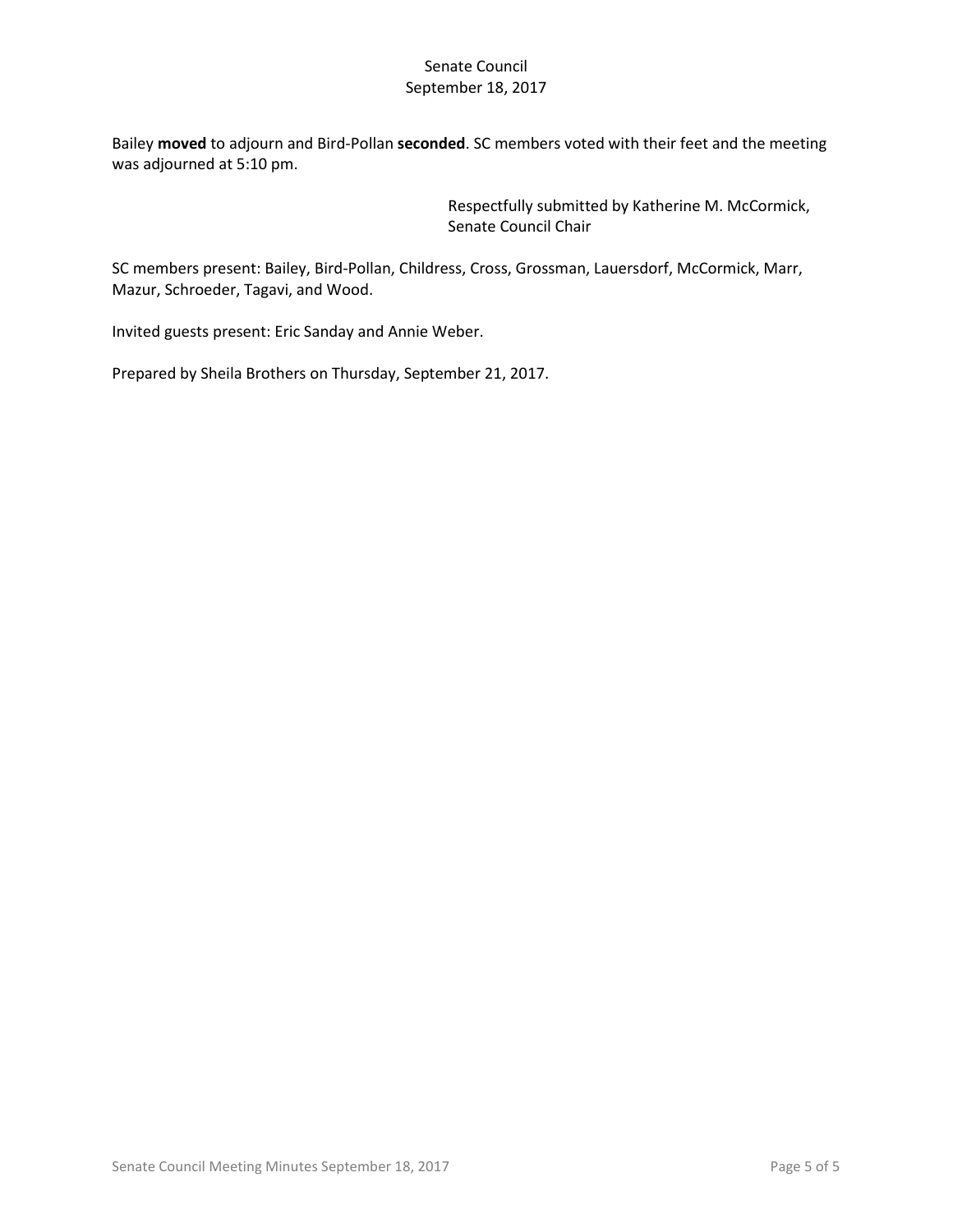Bailey **moved** to adjourn and Bird-Pollan **seconded**. SC members voted with their feet and the meeting was adjourned at 5:10 pm.

Respectfully submitted by Katherine M. McCormick,
Senate Council Chair

SC members present: Bailey, Bird-Pollan, Childress, Cross, Grossman, Lauersdorf, McCormick, Marr, Mazur, Schroeder, Tagavi, and Wood.

Invited guests present: Eric Sanday and Annie Weber.

Prepared by Sheila Brothers on Thursday, September 21, 2017.